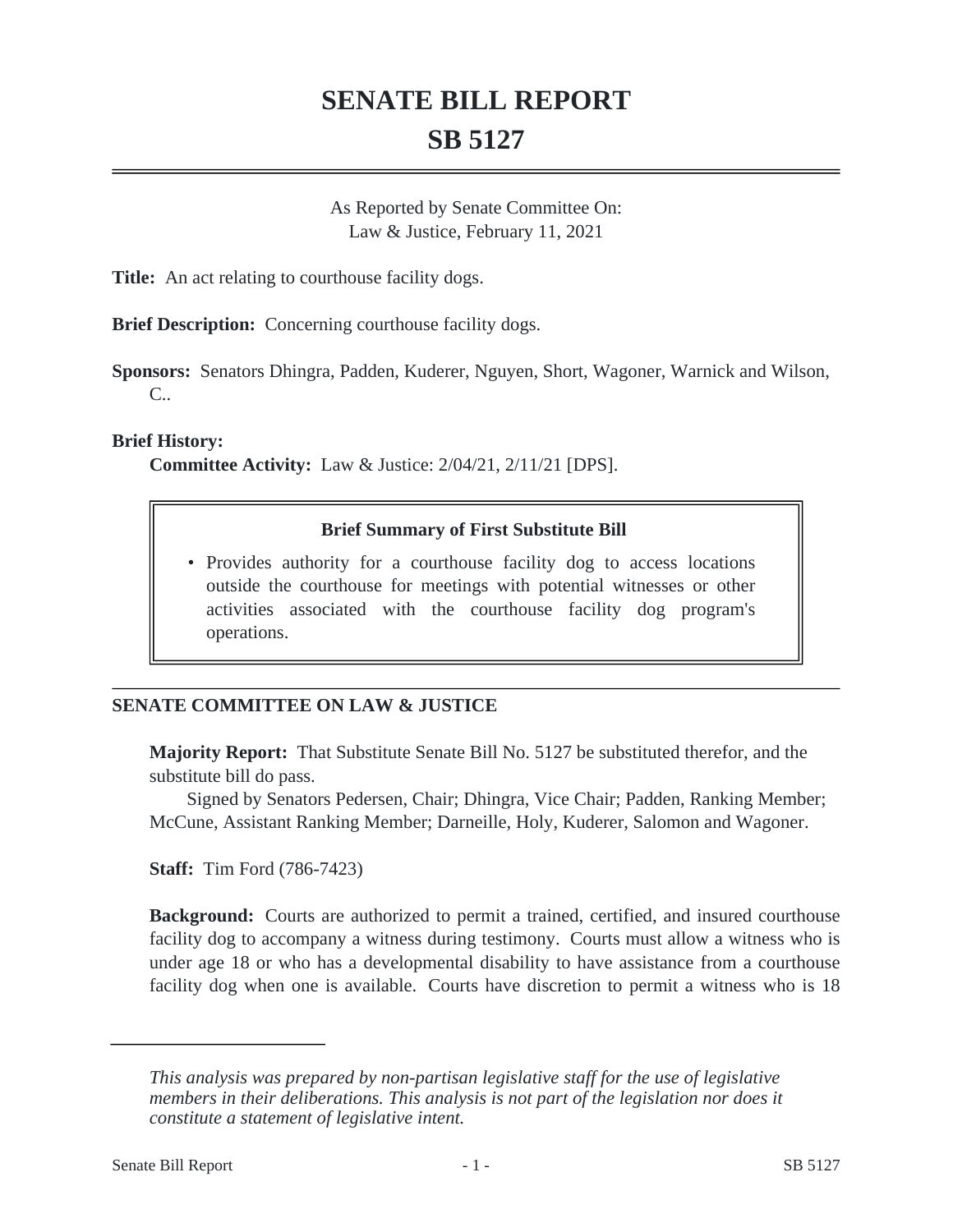# SENATE BILL REPORT
# SB 5127

As Reported by Senate Committee On:
Law & Justice, February 11, 2021

**Title:** An act relating to courthouse facility dogs.

**Brief Description:** Concerning courthouse facility dogs.

**Sponsors:** Senators Dhingra, Padden, Kuderer, Nguyen, Short, Wagoner, Warnick and Wilson, C..

**Brief History:**

**Committee Activity:** Law & Justice: 2/04/21, 2/11/21 [DPS].

**Brief Summary of First Substitute Bill**

- Provides authority for a courthouse facility dog to access locations outside the courthouse for meetings with potential witnesses or other activities associated with the courthouse facility dog program's operations.

## SENATE COMMITTEE ON LAW & JUSTICE

**Majority Report:** That Substitute Senate Bill No. 5127 be substituted therefor, and the substitute bill do pass.

Signed by Senators Pedersen, Chair; Dhingra, Vice Chair; Padden, Ranking Member; McCune, Assistant Ranking Member; Darneille, Holy, Kuderer, Salomon and Wagoner.

**Staff:** Tim Ford (786-7423)

**Background:** Courts are authorized to permit a trained, certified, and insured courthouse facility dog to accompany a witness during testimony. Courts must allow a witness who is under age 18 or who has a developmental disability to have assistance from a courthouse facility dog when one is available. Courts have discretion to permit a witness who is 18

*This analysis was prepared by non-partisan legislative staff for the use of legislative members in their deliberations. This analysis is not part of the legislation nor does it constitute a statement of legislative intent.*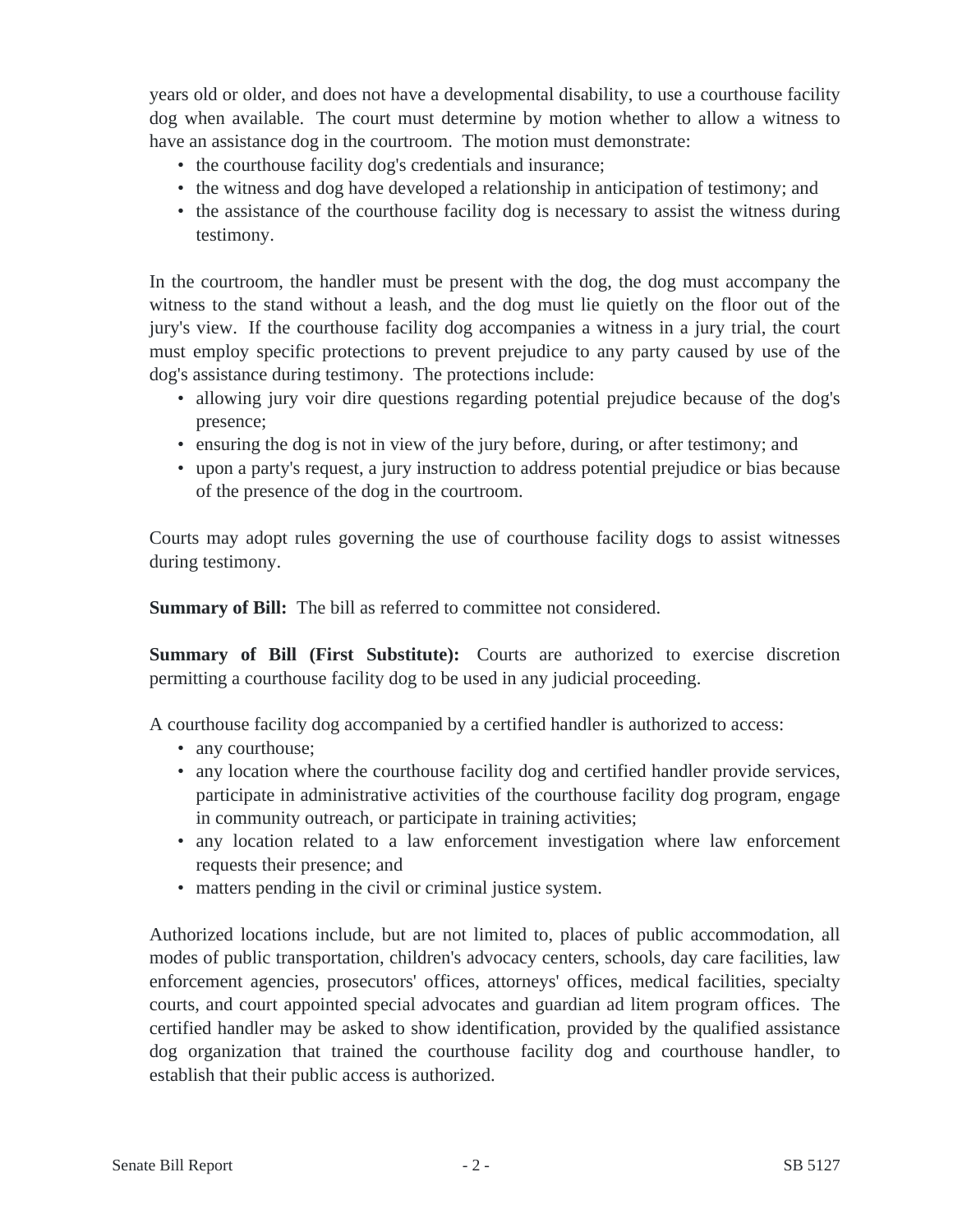years old or older, and does not have a developmental disability, to use a courthouse facility dog when available. The court must determine by motion whether to allow a witness to have an assistance dog in the courtroom. The motion must demonstrate:

- the courthouse facility dog's credentials and insurance;
- the witness and dog have developed a relationship in anticipation of testimony; and
- the assistance of the courthouse facility dog is necessary to assist the witness during testimony.

In the courtroom, the handler must be present with the dog, the dog must accompany the witness to the stand without a leash, and the dog must lie quietly on the floor out of the jury's view. If the courthouse facility dog accompanies a witness in a jury trial, the court must employ specific protections to prevent prejudice to any party caused by use of the dog's assistance during testimony. The protections include:

- allowing jury voir dire questions regarding potential prejudice because of the dog's presence;
- ensuring the dog is not in view of the jury before, during, or after testimony; and
- upon a party's request, a jury instruction to address potential prejudice or bias because of the presence of the dog in the courtroom.

Courts may adopt rules governing the use of courthouse facility dogs to assist witnesses during testimony.

**Summary of Bill:** The bill as referred to committee not considered.

**Summary of Bill (First Substitute):** Courts are authorized to exercise discretion permitting a courthouse facility dog to be used in any judicial proceeding.

A courthouse facility dog accompanied by a certified handler is authorized to access:

- any courthouse;
- any location where the courthouse facility dog and certified handler provide services, participate in administrative activities of the courthouse facility dog program, engage in community outreach, or participate in training activities;
- any location related to a law enforcement investigation where law enforcement requests their presence; and
- matters pending in the civil or criminal justice system.

Authorized locations include, but are not limited to, places of public accommodation, all modes of public transportation, children's advocacy centers, schools, day care facilities, law enforcement agencies, prosecutors' offices, attorneys' offices, medical facilities, specialty courts, and court appointed special advocates and guardian ad litem program offices. The certified handler may be asked to show identification, provided by the qualified assistance dog organization that trained the courthouse facility dog and courthouse handler, to establish that their public access is authorized.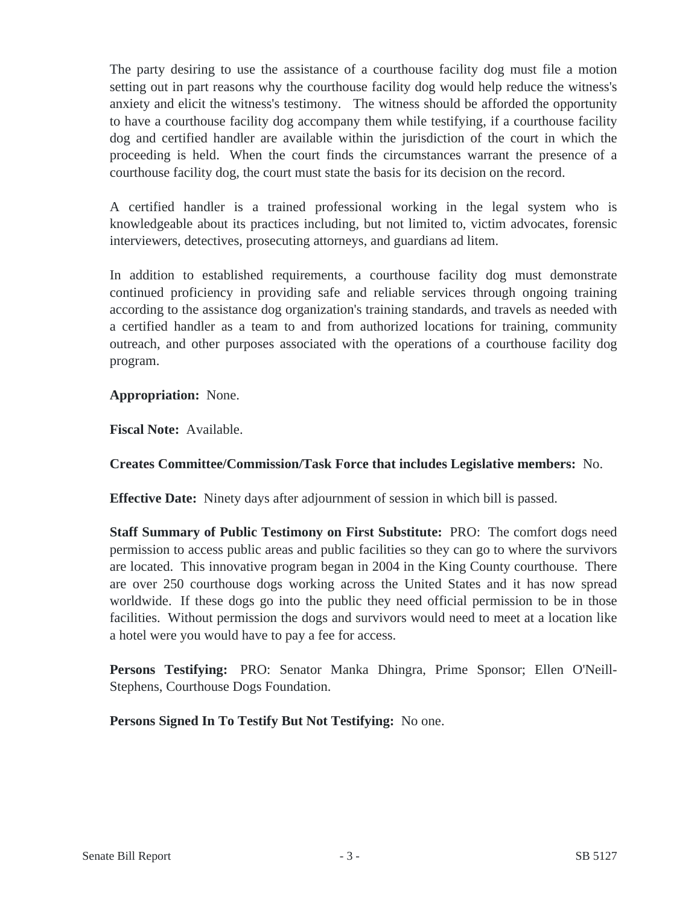The party desiring to use the assistance of a courthouse facility dog must file a motion setting out in part reasons why the courthouse facility dog would help reduce the witness's anxiety and elicit the witness's testimony. The witness should be afforded the opportunity to have a courthouse facility dog accompany them while testifying, if a courthouse facility dog and certified handler are available within the jurisdiction of the court in which the proceeding is held. When the court finds the circumstances warrant the presence of a courthouse facility dog, the court must state the basis for its decision on the record.

A certified handler is a trained professional working in the legal system who is knowledgeable about its practices including, but not limited to, victim advocates, forensic interviewers, detectives, prosecuting attorneys, and guardians ad litem.

In addition to established requirements, a courthouse facility dog must demonstrate continued proficiency in providing safe and reliable services through ongoing training according to the assistance dog organization's training standards, and travels as needed with a certified handler as a team to and from authorized locations for training, community outreach, and other purposes associated with the operations of a courthouse facility dog program.

**Appropriation:** None.

**Fiscal Note:** Available.

**Creates Committee/Commission/Task Force that includes Legislative members:** No.

**Effective Date:** Ninety days after adjournment of session in which bill is passed.

**Staff Summary of Public Testimony on First Substitute:** PRO: The comfort dogs need permission to access public areas and public facilities so they can go to where the survivors are located. This innovative program began in 2004 in the King County courthouse. There are over 250 courthouse dogs working across the United States and it has now spread worldwide. If these dogs go into the public they need official permission to be in those facilities. Without permission the dogs and survivors would need to meet at a location like a hotel were you would have to pay a fee for access.

**Persons Testifying:** PRO: Senator Manka Dhingra, Prime Sponsor; Ellen O'Neill-Stephens, Courthouse Dogs Foundation.

**Persons Signed In To Testify But Not Testifying:** No one.